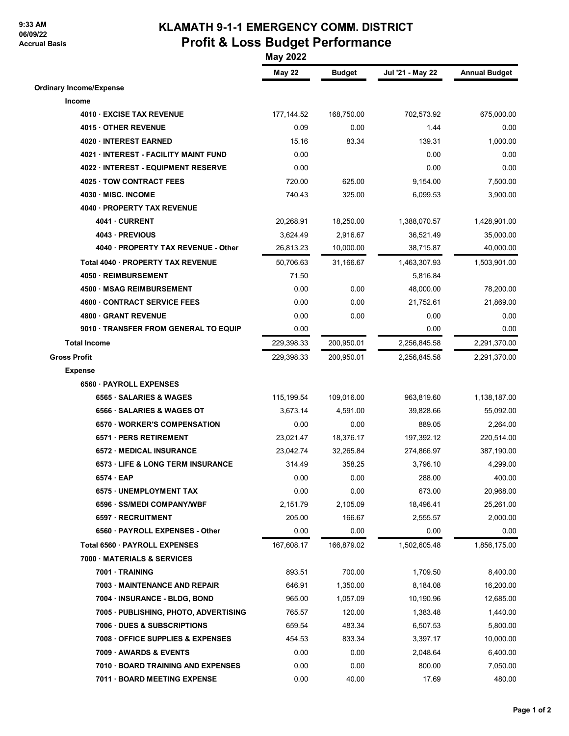9:33 AM
06/09/22
Accrual Basis

# KLAMATH 9-1-1 EMERGENCY COMM. DISTRICT
## Profit & Loss Budget Performance
### May 2022

| | May 22 | Budget | Jul '21 - May 22 | Annual Budget |
|---|---|---|---|---|
| **Ordinary Income/Expense** | | | | |
| **Income** | | | | |
| **4010 · EXCISE TAX REVENUE** | 177,144.52 | 168,750.00 | 702,573.92 | 675,000.00 |
| **4015 · OTHER REVENUE** | 0.09 | 0.00 | 1.44 | 0.00 |
| **4020 · INTEREST EARNED** | 15.16 | 83.34 | 139.31 | 1,000.00 |
| **4021 · INTEREST - FACILITY MAINT FUND** | 0.00 | | 0.00 | 0.00 |
| **4022 · INTEREST - EQUIPMENT RESERVE** | 0.00 | | 0.00 | 0.00 |
| **4025 · TOW CONTRACT FEES** | 720.00 | 625.00 | 9,154.00 | 7,500.00 |
| **4030 · MISC. INCOME** | 740.43 | 325.00 | 6,099.53 | 3,900.00 |
| **4040 · PROPERTY TAX REVENUE** | | | | |
| **4041 · CURRENT** | 20,268.91 | 18,250.00 | 1,388,070.57 | 1,428,901.00 |
| **4043 · PREVIOUS** | 3,624.49 | 2,916.67 | 36,521.49 | 35,000.00 |
| **4040 · PROPERTY TAX REVENUE - Other** | 26,813.23 | 10,000.00 | 38,715.87 | 40,000.00 |
| **Total 4040 · PROPERTY TAX REVENUE** | 50,706.63 | 31,166.67 | 1,463,307.93 | 1,503,901.00 |
| **4050 · REIMBURSEMENT** | 71.50 | | 5,816.84 | |
| **4500 · MSAG REIMBURSEMENT** | 0.00 | 0.00 | 48,000.00 | 78,200.00 |
| **4600 · CONTRACT SERVICE FEES** | 0.00 | 0.00 | 21,752.61 | 21,869.00 |
| **4800 · GRANT REVENUE** | 0.00 | 0.00 | 0.00 | 0.00 |
| **9010 · TRANSFER FROM GENERAL TO EQUIP** | 0.00 | | 0.00 | 0.00 |
| **Total Income** | 229,398.33 | 200,950.01 | 2,256,845.58 | 2,291,370.00 |
| **Gross Profit** | 229,398.33 | 200,950.01 | 2,256,845.58 | 2,291,370.00 |
| **Expense** | | | | |
| **6560 · PAYROLL EXPENSES** | | | | |
| **6565 · SALARIES & WAGES** | 115,199.54 | 109,016.00 | 963,819.60 | 1,138,187.00 |
| **6566 · SALARIES & WAGES OT** | 3,673.14 | 4,591.00 | 39,828.66 | 55,092.00 |
| **6570 · WORKER'S COMPENSATION** | 0.00 | 0.00 | 889.05 | 2,264.00 |
| **6571 · PERS RETIREMENT** | 23,021.47 | 18,376.17 | 197,392.12 | 220,514.00 |
| **6572 · MEDICAL INSURANCE** | 23,042.74 | 32,265.84 | 274,866.97 | 387,190.00 |
| **6573 · LIFE & LONG TERM INSURANCE** | 314.49 | 358.25 | 3,796.10 | 4,299.00 |
| **6574 · EAP** | 0.00 | 0.00 | 288.00 | 400.00 |
| **6575 · UNEMPLOYMENT TAX** | 0.00 | 0.00 | 673.00 | 20,968.00 |
| **6596 · SS/MEDI COMPANY/WBF** | 2,151.79 | 2,105.09 | 18,496.41 | 25,261.00 |
| **6597 · RECRUITMENT** | 205.00 | 166.67 | 2,555.57 | 2,000.00 |
| **6560 · PAYROLL EXPENSES - Other** | 0.00 | 0.00 | 0.00 | 0.00 |
| **Total 6560 · PAYROLL EXPENSES** | 167,608.17 | 166,879.02 | 1,502,605.48 | 1,856,175.00 |
| **7000 · MATERIALS & SERVICES** | | | | |
| **7001 · TRAINING** | 893.51 | 700.00 | 1,709.50 | 8,400.00 |
| **7003 · MAINTENANCE AND REPAIR** | 646.91 | 1,350.00 | 8,184.08 | 16,200.00 |
| **7004 · INSURANCE - BLDG, BOND** | 965.00 | 1,057.09 | 10,190.96 | 12,685.00 |
| **7005 · PUBLISHING, PHOTO, ADVERTISING** | 765.57 | 120.00 | 1,383.48 | 1,440.00 |
| **7006 · DUES & SUBSCRIPTIONS** | 659.54 | 483.34 | 6,507.53 | 5,800.00 |
| **7008 · OFFICE SUPPLIES & EXPENSES** | 454.53 | 833.34 | 3,397.17 | 10,000.00 |
| **7009 · AWARDS & EVENTS** | 0.00 | 0.00 | 2,048.64 | 6,400.00 |
| **7010 · BOARD TRAINING AND EXPENSES** | 0.00 | 0.00 | 800.00 | 7,050.00 |
| **7011 · BOARD MEETING EXPENSE** | 0.00 | 40.00 | 17.69 | 480.00 |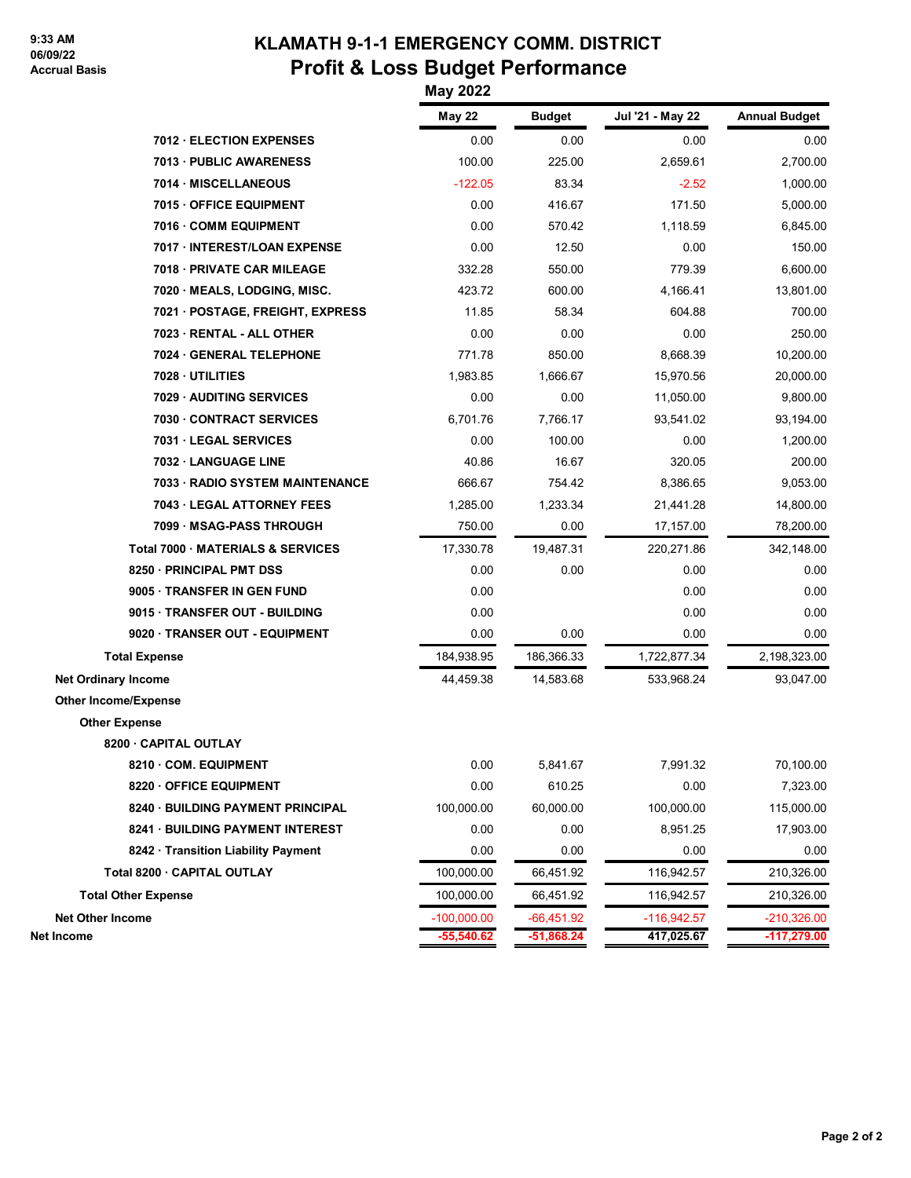9:33 AM
06/09/22
Accrual Basis

# KLAMATH 9-1-1 EMERGENCY COMM. DISTRICT
## Profit & Loss Budget Performance
### May 2022

| | May 22 | Budget | Jul '21 - May 22 | Annual Budget |
|---|---|---|---|---|
| 7012 · ELECTION EXPENSES | 0.00 | 0.00 | 0.00 | 0.00 |
| 7013 · PUBLIC AWARENESS | 100.00 | 225.00 | 2,659.61 | 2,700.00 |
| 7014 · MISCELLANEOUS | -122.05 | 83.34 | -2.52 | 1,000.00 |
| 7015 · OFFICE EQUIPMENT | 0.00 | 416.67 | 171.50 | 5,000.00 |
| 7016 · COMM EQUIPMENT | 0.00 | 570.42 | 1,118.59 | 6,845.00 |
| 7017 · INTEREST/LOAN EXPENSE | 0.00 | 12.50 | 0.00 | 150.00 |
| 7018 · PRIVATE CAR MILEAGE | 332.28 | 550.00 | 779.39 | 6,600.00 |
| 7020 · MEALS, LODGING, MISC. | 423.72 | 600.00 | 4,166.41 | 13,801.00 |
| 7021 · POSTAGE, FREIGHT, EXPRESS | 11.85 | 58.34 | 604.88 | 700.00 |
| 7023 · RENTAL - ALL OTHER | 0.00 | 0.00 | 0.00 | 250.00 |
| 7024 · GENERAL TELEPHONE | 771.78 | 850.00 | 8,668.39 | 10,200.00 |
| 7028 · UTILITIES | 1,983.85 | 1,666.67 | 15,970.56 | 20,000.00 |
| 7029 · AUDITING SERVICES | 0.00 | 0.00 | 11,050.00 | 9,800.00 |
| 7030 · CONTRACT SERVICES | 6,701.76 | 7,766.17 | 93,541.02 | 93,194.00 |
| 7031 · LEGAL SERVICES | 0.00 | 100.00 | 0.00 | 1,200.00 |
| 7032 · LANGUAGE LINE | 40.86 | 16.67 | 320.05 | 200.00 |
| 7033 · RADIO SYSTEM MAINTENANCE | 666.67 | 754.42 | 8,386.65 | 9,053.00 |
| 7043 · LEGAL ATTORNEY FEES | 1,285.00 | 1,233.34 | 21,441.28 | 14,800.00 |
| 7099 · MSAG-PASS THROUGH | 750.00 | 0.00 | 17,157.00 | 78,200.00 |
| Total 7000 · MATERIALS & SERVICES | 17,330.78 | 19,487.31 | 220,271.86 | 342,148.00 |
| 8250 · PRINCIPAL PMT DSS | 0.00 | 0.00 | 0.00 | 0.00 |
| 9005 · TRANSFER IN GEN FUND | 0.00 | | 0.00 | 0.00 |
| 9015 · TRANSFER OUT - BUILDING | 0.00 | | 0.00 | 0.00 |
| 9020 · TRANSER OUT - EQUIPMENT | 0.00 | 0.00 | 0.00 | 0.00 |
| Total Expense | 184,938.95 | 186,366.33 | 1,722,877.34 | 2,198,323.00 |
| Net Ordinary Income | 44,459.38 | 14,583.68 | 533,968.24 | 93,047.00 |
| Other Income/Expense | | | | |
| Other Expense | | | | |
| 8200 · CAPITAL OUTLAY | | | | |
| 8210 · COM. EQUIPMENT | 0.00 | 5,841.67 | 7,991.32 | 70,100.00 |
| 8220 · OFFICE EQUIPMENT | 0.00 | 610.25 | 0.00 | 7,323.00 |
| 8240 · BUILDING PAYMENT PRINCIPAL | 100,000.00 | 60,000.00 | 100,000.00 | 115,000.00 |
| 8241 · BUILDING PAYMENT INTEREST | 0.00 | 0.00 | 8,951.25 | 17,903.00 |
| 8242 · Transition Liability Payment | 0.00 | 0.00 | 0.00 | 0.00 |
| Total 8200 · CAPITAL OUTLAY | 100,000.00 | 66,451.92 | 116,942.57 | 210,326.00 |
| Total Other Expense | 100,000.00 | 66,451.92 | 116,942.57 | 210,326.00 |
| Net Other Income | -100,000.00 | -66,451.92 | -116,942.57 | -210,326.00 |
| Net Income | -55,540.62 | -51,868.24 | 417,025.67 | -117,279.00 |